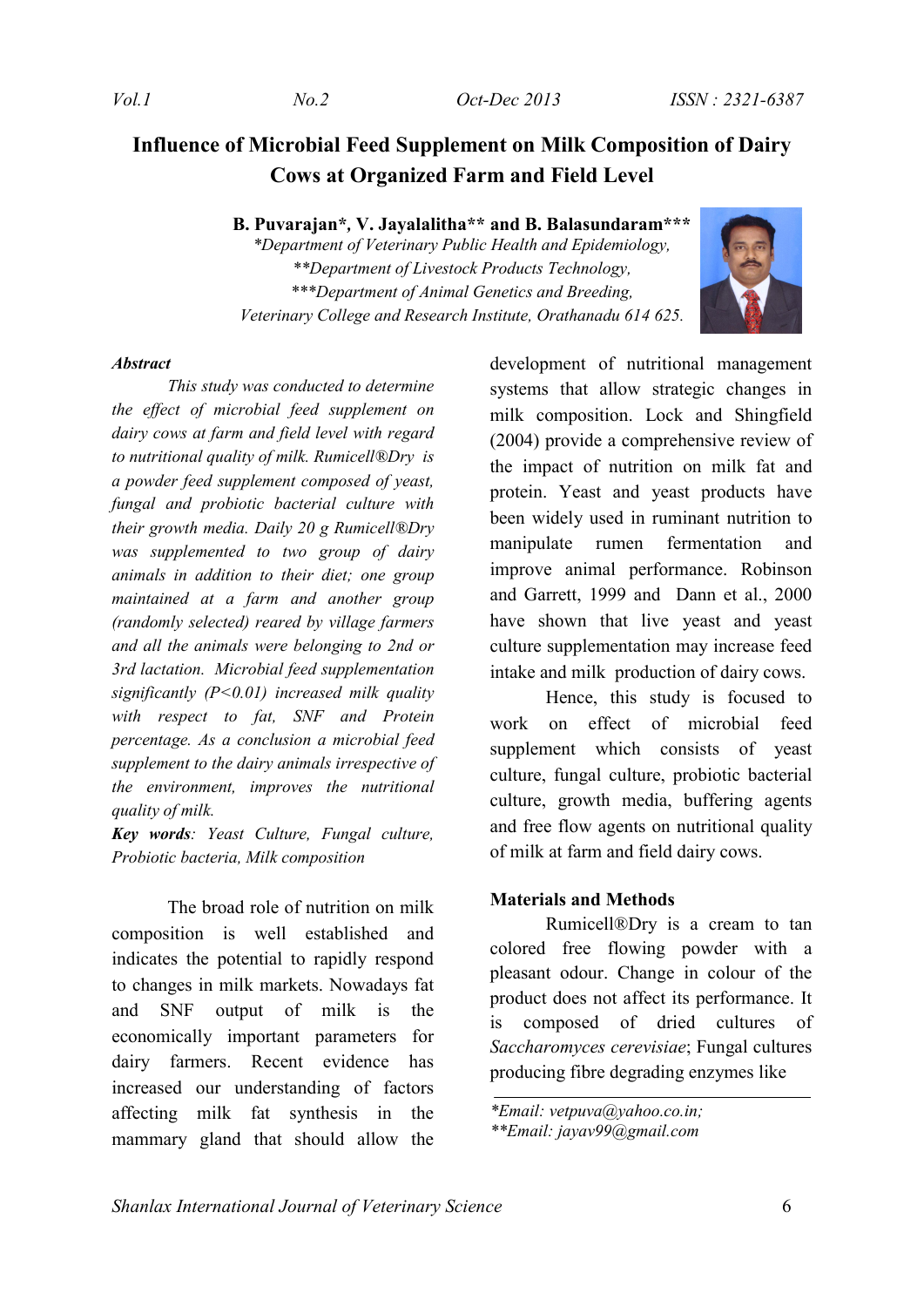# Influence of Microbial Feed Supplement on Milk Composition of Dairy Cows at Organized Farm and Field Level

**B. Puvarajan\*, V. Jayalalitha\*\* and B. Balasundaram\*\*\***

*\*Department of Veterinary Public Health and Epidemiology,*
*\*\*Department of Livestock Products Technology,*
*\*\*\*Department of Animal Genetics and Breeding,*
*Veterinary College and Research Institute, Orathanadu 614 625.*

***Abstract***

*This study was conducted to determine the effect of microbial feed supplement on dairy cows at farm and field level with regard to nutritional quality of milk. Rumicell®Dry is a powder feed supplement composed of yeast, fungal and probiotic bacterial culture with their growth media. Daily 20 g Rumicell®Dry was supplemented to two group of dairy animals in addition to their diet; one group maintained at a farm and another group (randomly selected) reared by village farmers and all the animals were belonging to 2nd or 3rd lactation. Microbial feed supplementation significantly (P<0.01) increased milk quality with respect to fat, SNF and Protein percentage. As a conclusion a microbial feed supplement to the dairy animals irrespective of the environment, improves the nutritional quality of milk.*

***Key words**: Yeast Culture, Fungal culture, Probiotic bacteria, Milk composition*

The broad role of nutrition on milk composition is well established and indicates the potential to rapidly respond to changes in milk markets. Nowadays fat and SNF output of milk is the economically important parameters for dairy farmers. Recent evidence has increased our understanding of factors affecting milk fat synthesis in the mammary gland that should allow the development of nutritional management systems that allow strategic changes in milk composition. Lock and Shingfield (2004) provide a comprehensive review of the impact of nutrition on milk fat and protein. Yeast and yeast products have been widely used in ruminant nutrition to manipulate rumen fermentation and improve animal performance. Robinson and Garrett, 1999 and Dann et al., 2000 have shown that live yeast and yeast culture supplementation may increase feed intake and milk production of dairy cows.

Hence, this study is focused to work on effect of microbial feed supplement which consists of yeast culture, fungal culture, probiotic bacterial culture, growth media, buffering agents and free flow agents on nutritional quality of milk at farm and field dairy cows.

## Materials and Methods

Rumicell®Dry is a cream to tan colored free flowing powder with a pleasant odour. Change in colour of the product does not affect its performance. It is composed of dried cultures of *Saccharomyces cerevisiae*; Fungal cultures producing fibre degrading enzymes like

---

*\*Email: vetpuva@yahoo.co.in;*
*\*\*Email: jayav99@gmail.com*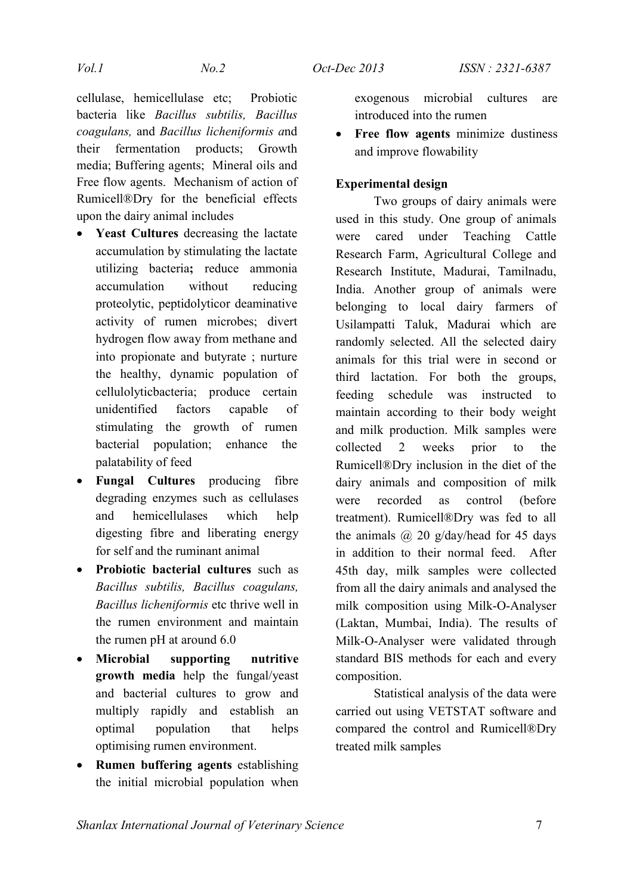cellulase, hemicellulase etc; Probiotic bacteria like *Bacillus subtilis, Bacillus coagulans,* and *Bacillus licheniformis a*nd their fermentation products; Growth media; Buffering agents; Mineral oils and Free flow agents. Mechanism of action of Rumicell®Dry for the beneficial effects upon the dairy animal includes

- **Yeast Cultures** decreasing the lactate accumulation by stimulating the lactate utilizing bacteria**;** reduce ammonia accumulation without reducing proteolytic, peptidolyticor deaminative activity of rumen microbes; divert hydrogen flow away from methane and into propionate and butyrate ; nurture the healthy, dynamic population of cellulolyticbacteria; produce certain unidentified factors capable of stimulating the growth of rumen bacterial population; enhance the palatability of feed
- **Fungal Cultures** producing fibre degrading enzymes such as cellulases and hemicellulases which help digesting fibre and liberating energy for self and the ruminant animal
- **Probiotic bacterial cultures** such as *Bacillus subtilis, Bacillus coagulans, Bacillus licheniformis* etc thrive well in the rumen environment and maintain the rumen pH at around 6.0
- **Microbial supporting nutritive growth media** help the fungal/yeast and bacterial cultures to grow and multiply rapidly and establish an optimal population that helps optimising rumen environment.
- **Rumen buffering agents** establishing the initial microbial population when exogenous microbial cultures are introduced into the rumen
- **Free flow agents** minimize dustiness and improve flowability

**Experimental design**

Two groups of dairy animals were used in this study. One group of animals were cared under Teaching Cattle Research Farm, Agricultural College and Research Institute, Madurai, Tamilnadu, India. Another group of animals were belonging to local dairy farmers of Usilampatti Taluk, Madurai which are randomly selected. All the selected dairy animals for this trial were in second or third lactation. For both the groups, feeding schedule was instructed to maintain according to their body weight and milk production. Milk samples were collected 2 weeks prior to the Rumicell®Dry inclusion in the diet of the dairy animals and composition of milk were recorded as control (before treatment). Rumicell®Dry was fed to all the animals @ 20 g/day/head for 45 days in addition to their normal feed. After 45th day, milk samples were collected from all the dairy animals and analysed the milk composition using Milk-O-Analyser (Laktan, Mumbai, India). The results of Milk-O-Analyser were validated through standard BIS methods for each and every composition.

Statistical analysis of the data were carried out using VETSTAT software and compared the control and Rumicell®Dry treated milk samples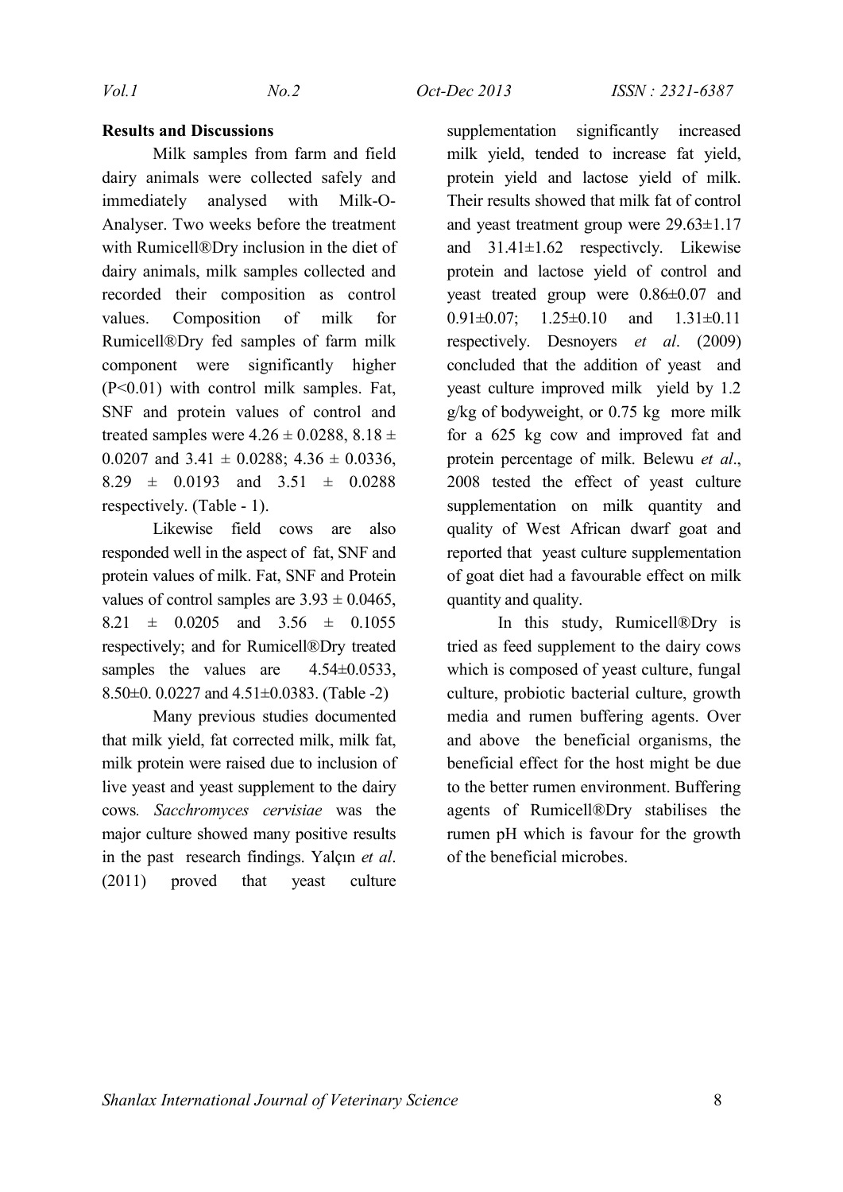## Results and Discussions

Milk samples from farm and field dairy animals were collected safely and immediately analysed with Milk-O-Analyser. Two weeks before the treatment with Rumicell®Dry inclusion in the diet of dairy animals, milk samples collected and recorded their composition as control values. Composition of milk for Rumicell®Dry fed samples of farm milk component were significantly higher ($P<0.01$) with control milk samples. Fat, SNF and protein values of control and treated samples were $4.26 \pm 0.0288$, $8.18 \pm 0.0207$ and $3.41 \pm 0.0288$; $4.36 \pm 0.0336$, $8.29 \pm 0.0193$ and $3.51 \pm 0.0288$ respectively. (Table - 1).

Likewise field cows are also responded well in the aspect of fat, SNF and protein values of milk. Fat, SNF and Protein values of control samples are $3.93 \pm 0.0465$, $8.21 \pm 0.0205$ and $3.56 \pm 0.1055$ respectively; and for Rumicell®Dry treated samples the values are $4.54 \pm 0.0533$, $8.50 \pm 0.\ 0.0227$ and $4.51 \pm 0.0383$. (Table -2)

Many previous studies documented that milk yield, fat corrected milk, milk fat, milk protein were raised due to inclusion of live yeast and yeast supplement to the dairy cows. *Sacchromyces cervisiae* was the major culture showed many positive results in the past research findings. Yalçın *et al*. (2011) proved that yeast culture supplementation significantly increased milk yield, tended to increase fat yield, protein yield and lactose yield of milk. Their results showed that milk fat of control and yeast treatment group were $29.63 \pm 1.17$ and $31.41 \pm 1.62$ respectivcly. Likewise protein and lactose yield of control and yeast treated group were $0.86 \pm 0.07$ and $0.91 \pm 0.07$; $1.25 \pm 0.10$ and $1.31 \pm 0.11$ respectively. Desnoyers *et al*. (2009) concluded that the addition of yeast and yeast culture improved milk yield by 1.2 g/kg of bodyweight, or 0.75 kg more milk for a 625 kg cow and improved fat and protein percentage of milk. Belewu *et al*., 2008 tested the effect of yeast culture supplementation on milk quantity and quality of West African dwarf goat and reported that yeast culture supplementation of goat diet had a favourable effect on milk quantity and quality.

In this study, Rumicell®Dry is tried as feed supplement to the dairy cows which is composed of yeast culture, fungal culture, probiotic bacterial culture, growth media and rumen buffering agents. Over and above the beneficial organisms, the beneficial effect for the host might be due to the better rumen environment. Buffering agents of Rumicell®Dry stabilises the rumen pH which is favour for the growth of the beneficial microbes.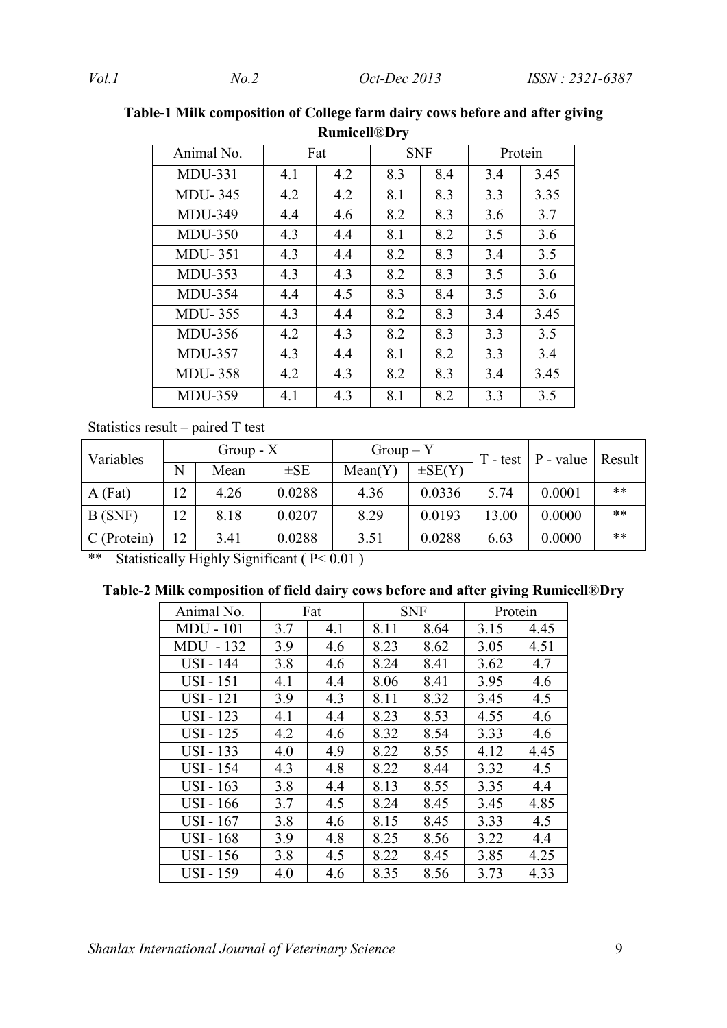**Table-1 Milk composition of College farm dairy cows before and after giving Rumicell®Dry**

| Animal No. | Fat | | SNF | | Protein | |
|---|---|---|---|---|---|---|
| MDU-331 | 4.1 | 4.2 | 8.3 | 8.4 | 3.4 | 3.45 |
| MDU- 345 | 4.2 | 4.2 | 8.1 | 8.3 | 3.3 | 3.35 |
| MDU-349 | 4.4 | 4.6 | 8.2 | 8.3 | 3.6 | 3.7 |
| MDU-350 | 4.3 | 4.4 | 8.1 | 8.2 | 3.5 | 3.6 |
| MDU- 351 | 4.3 | 4.4 | 8.2 | 8.3 | 3.4 | 3.5 |
| MDU-353 | 4.3 | 4.3 | 8.2 | 8.3 | 3.5 | 3.6 |
| MDU-354 | 4.4 | 4.5 | 8.3 | 8.4 | 3.5 | 3.6 |
| MDU- 355 | 4.3 | 4.4 | 8.2 | 8.3 | 3.4 | 3.45 |
| MDU-356 | 4.2 | 4.3 | 8.2 | 8.3 | 3.3 | 3.5 |
| MDU-357 | 4.3 | 4.4 | 8.1 | 8.2 | 3.3 | 3.4 |
| MDU- 358 | 4.2 | 4.3 | 8.2 | 8.3 | 3.4 | 3.45 |
| MDU-359 | 4.1 | 4.3 | 8.1 | 8.2 | 3.3 | 3.5 |

Statistics result – paired T test

| Variables | Group - X | | | Group – Y | | T - test | P - value | Result |
|---|---|---|---|---|---|---|---|---|
| | N | Mean | ±SE | Mean(Y) | ±SE(Y) | | | |
| A (Fat) | 12 | 4.26 | 0.0288 | 4.36 | 0.0336 | 5.74 | 0.0001 | ** |
| B (SNF) | 12 | 8.18 | 0.0207 | 8.29 | 0.0193 | 13.00 | 0.0000 | ** |
| C (Protein) | 12 | 3.41 | 0.0288 | 3.51 | 0.0288 | 6.63 | 0.0000 | ** |

** Statistically Highly Significant ( $P< 0.01$ )

**Table-2 Milk composition of field dairy cows before and after giving Rumicell®Dry**

| Animal No. | Fat | | SNF | | Protein | |
|---|---|---|---|---|---|---|
| MDU - 101 | 3.7 | 4.1 | 8.11 | 8.64 | 3.15 | 4.45 |
| MDU - 132 | 3.9 | 4.6 | 8.23 | 8.62 | 3.05 | 4.51 |
| USI - 144 | 3.8 | 4.6 | 8.24 | 8.41 | 3.62 | 4.7 |
| USI - 151 | 4.1 | 4.4 | 8.06 | 8.41 | 3.95 | 4.6 |
| USI - 121 | 3.9 | 4.3 | 8.11 | 8.32 | 3.45 | 4.5 |
| USI - 123 | 4.1 | 4.4 | 8.23 | 8.53 | 4.55 | 4.6 |
| USI - 125 | 4.2 | 4.6 | 8.32 | 8.54 | 3.33 | 4.6 |
| USI - 133 | 4.0 | 4.9 | 8.22 | 8.55 | 4.12 | 4.45 |
| USI - 154 | 4.3 | 4.8 | 8.22 | 8.44 | 3.32 | 4.5 |
| USI - 163 | 3.8 | 4.4 | 8.13 | 8.55 | 3.35 | 4.4 |
| USI - 166 | 3.7 | 4.5 | 8.24 | 8.45 | 3.45 | 4.85 |
| USI - 167 | 3.8 | 4.6 | 8.15 | 8.45 | 3.33 | 4.5 |
| USI - 168 | 3.9 | 4.8 | 8.25 | 8.56 | 3.22 | 4.4 |
| USI - 156 | 3.8 | 4.5 | 8.22 | 8.45 | 3.85 | 4.25 |
| USI - 159 | 4.0 | 4.6 | 8.35 | 8.56 | 3.73 | 4.33 |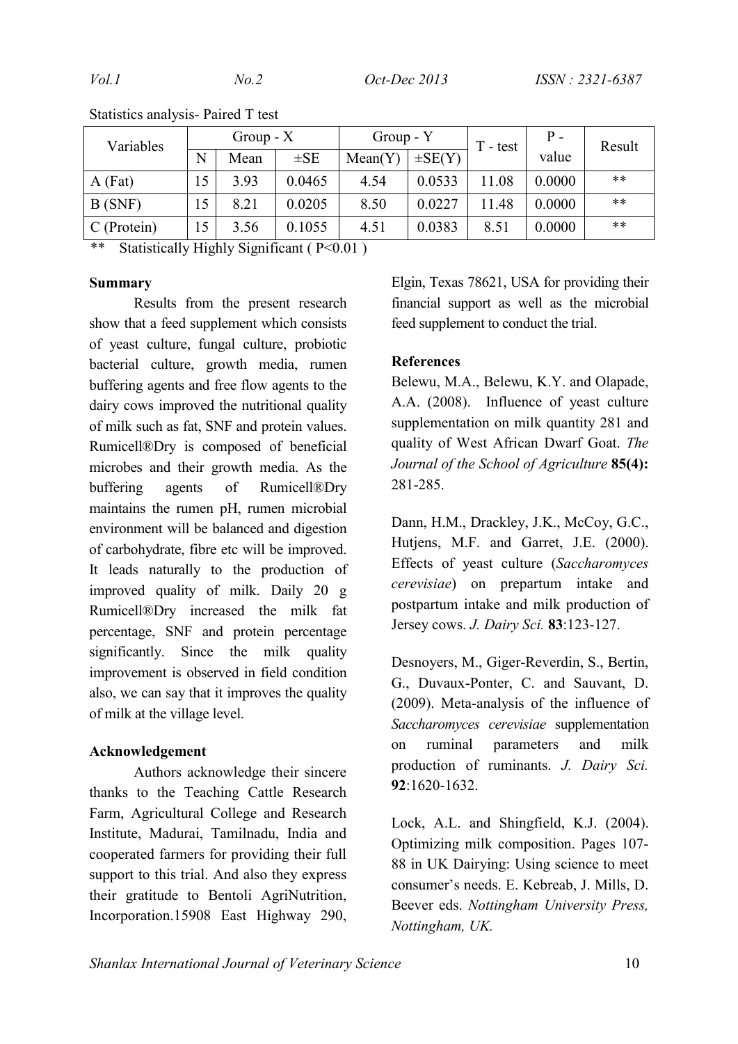Statistics analysis- Paired T test

| Variables | Group - X | | | Group - Y | | T - test | P - value | Result |
|---|---|---|---|---|---|---|---|---|
| | N | Mean | ±SE | Mean(Y) | ±SE(Y) | | | |
| A (Fat) | 15 | 3.93 | 0.0465 | 4.54 | 0.0533 | 11.08 | 0.0000 | ** |
| B (SNF) | 15 | 8.21 | 0.0205 | 8.50 | 0.0227 | 11.48 | 0.0000 | ** |
| C (Protein) | 15 | 3.56 | 0.1055 | 4.51 | 0.0383 | 8.51 | 0.0000 | ** |

** Statistically Highly Significant ( $P<0.01$ )

**Summary**

Results from the present research show that a feed supplement which consists of yeast culture, fungal culture, probiotic bacterial culture, growth media, rumen buffering agents and free flow agents to the dairy cows improved the nutritional quality of milk such as fat, SNF and protein values. Rumicell®Dry is composed of beneficial microbes and their growth media. As the buffering agents of Rumicell®Dry maintains the rumen pH, rumen microbial environment will be balanced and digestion of carbohydrate, fibre etc will be improved. It leads naturally to the production of improved quality of milk. Daily 20 g Rumicell®Dry increased the milk fat percentage, SNF and protein percentage significantly. Since the milk quality improvement is observed in field condition also, we can say that it improves the quality of milk at the village level.

**Acknowledgement**

Authors acknowledge their sincere thanks to the Teaching Cattle Research Farm, Agricultural College and Research Institute, Madurai, Tamilnadu, India and cooperated farmers for providing their full support to this trial. And also they express their gratitude to Bentoli AgriNutrition, Incorporation.15908 East Highway 290, Elgin, Texas 78621, USA for providing their financial support as well as the microbial feed supplement to conduct the trial.

**References**

Belewu, M.A., Belewu, K.Y. and Olapade, A.A. (2008). Influence of yeast culture supplementation on milk quantity 281 and quality of West African Dwarf Goat. *The Journal of the School of Agriculture* **85(4):** 281-285.

Dann, H.M., Drackley, J.K., McCoy, G.C., Hutjens, M.F. and Garret, J.E. (2000). Effects of yeast culture (*Saccharomyces cerevisiae*) on prepartum intake and postpartum intake and milk production of Jersey cows. *J. Dairy Sci.* **83**:123-127.

Desnoyers, M., Giger-Reverdin, S., Bertin, G., Duvaux-Ponter, C. and Sauvant, D. (2009). Meta-analysis of the influence of *Saccharomyces cerevisiae* supplementation on ruminal parameters and milk production of ruminants. *J. Dairy Sci.* **92**:1620-1632.

Lock, A.L. and Shingfield, K.J. (2004). Optimizing milk composition. Pages 107-88 in UK Dairying: Using science to meet consumer's needs. E. Kebreab, J. Mills, D. Beever eds. *Nottingham University Press, Nottingham, UK.*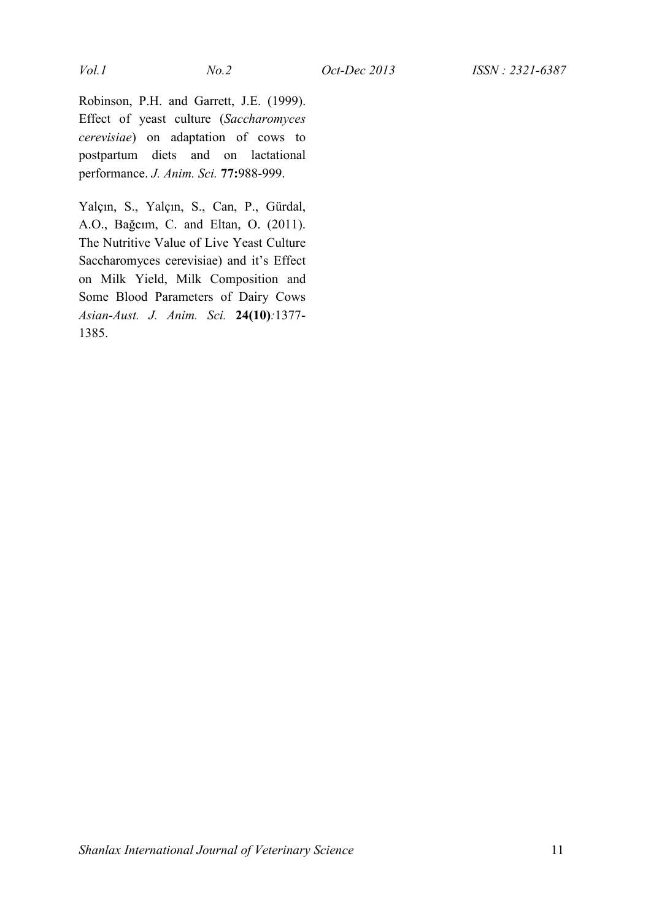Robinson, P.H. and Garrett, J.E. (1999). Effect of yeast culture (*Saccharomyces cerevisiae*) on adaptation of cows to postpartum diets and on lactational performance. *J. Anim. Sci.* **77:**988-999.

Yalçın, S., Yalçın, S., Can, P., Gürdal, A.O., Bağcım, C. and Eltan, O. (2011). The Nutritive Value of Live Yeast Culture Saccharomyces cerevisiae) and it's Effect on Milk Yield, Milk Composition and Some Blood Parameters of Dairy Cows *Asian-Aust. J. Anim. Sci.* **24(10)***:*1377-1385.